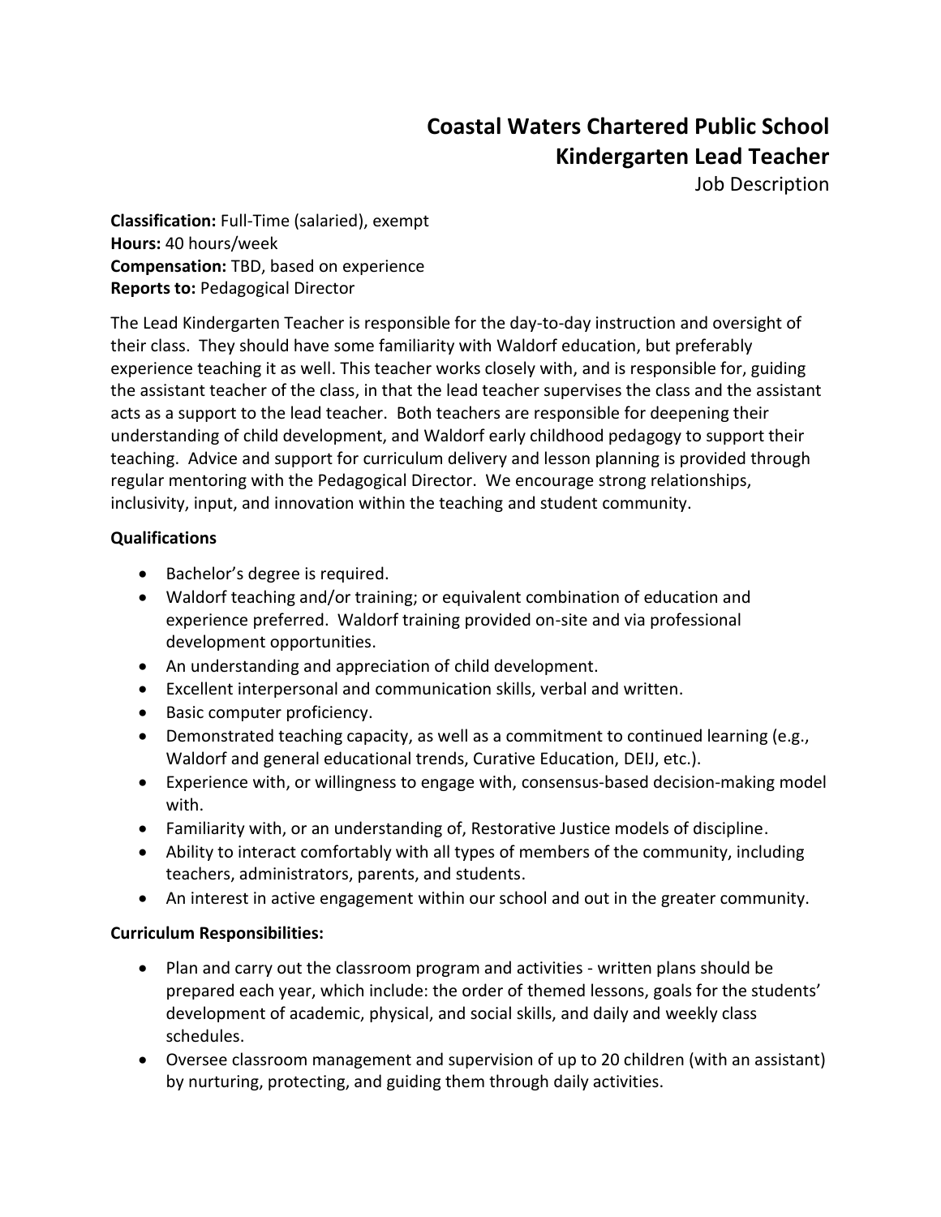# Coastal Waters Chartered Public School
## Kindergarten Lead Teacher
Job Description

**Classification:** Full-Time (salaried), exempt
**Hours:** 40 hours/week
**Compensation:** TBD, based on experience
**Reports to:** Pedagogical Director

The Lead Kindergarten Teacher is responsible for the day-to-day instruction and oversight of their class. They should have some familiarity with Waldorf education, but preferably experience teaching it as well. This teacher works closely with, and is responsible for, guiding the assistant teacher of the class, in that the lead teacher supervises the class and the assistant acts as a support to the lead teacher. Both teachers are responsible for deepening their understanding of child development, and Waldorf early childhood pedagogy to support their teaching. Advice and support for curriculum delivery and lesson planning is provided through regular mentoring with the Pedagogical Director. We encourage strong relationships, inclusivity, input, and innovation within the teaching and student community.

**Qualifications**

- Bachelor's degree is required.
- Waldorf teaching and/or training; or equivalent combination of education and experience preferred. Waldorf training provided on-site and via professional development opportunities.
- An understanding and appreciation of child development.
- Excellent interpersonal and communication skills, verbal and written.
- Basic computer proficiency.
- Demonstrated teaching capacity, as well as a commitment to continued learning (e.g., Waldorf and general educational trends, Curative Education, DEIJ, etc.).
- Experience with, or willingness to engage with, consensus-based decision-making model with.
- Familiarity with, or an understanding of, Restorative Justice models of discipline.
- Ability to interact comfortably with all types of members of the community, including teachers, administrators, parents, and students.
- An interest in active engagement within our school and out in the greater community.

**Curriculum Responsibilities:**

- Plan and carry out the classroom program and activities - written plans should be prepared each year, which include: the order of themed lessons, goals for the students' development of academic, physical, and social skills, and daily and weekly class schedules.
- Oversee classroom management and supervision of up to 20 children (with an assistant) by nurturing, protecting, and guiding them through daily activities.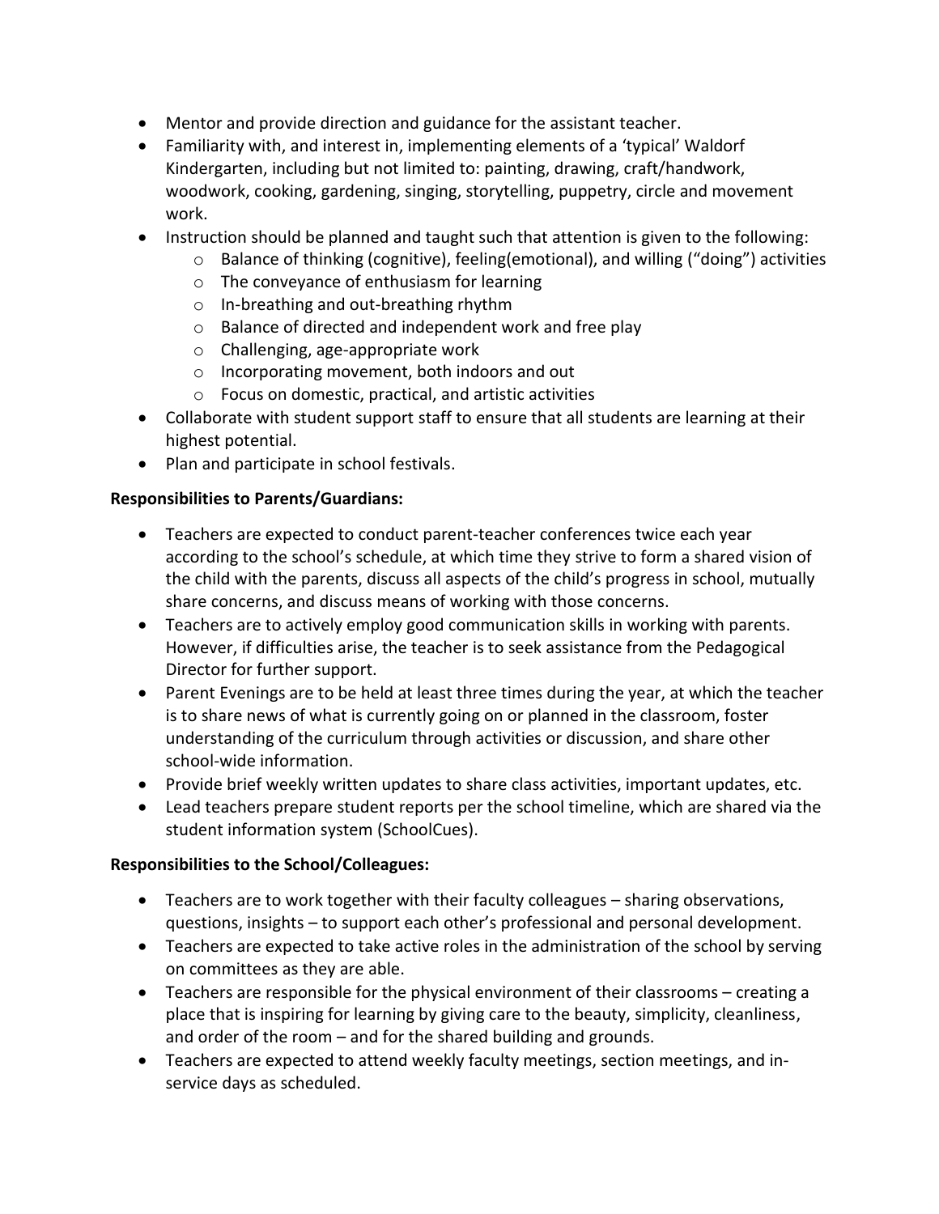- Mentor and provide direction and guidance for the assistant teacher.
- Familiarity with, and interest in, implementing elements of a 'typical' Waldorf Kindergarten, including but not limited to: painting, drawing, craft/handwork, woodwork, cooking, gardening, singing, storytelling, puppetry, circle and movement work.
- Instruction should be planned and taught such that attention is given to the following:
    - Balance of thinking (cognitive), feeling(emotional), and willing ("doing") activities
    - The conveyance of enthusiasm for learning
    - In-breathing and out-breathing rhythm
    - Balance of directed and independent work and free play
    - Challenging, age-appropriate work
    - Incorporating movement, both indoors and out
    - Focus on domestic, practical, and artistic activities
- Collaborate with student support staff to ensure that all students are learning at their highest potential.
- Plan and participate in school festivals.

**Responsibilities to Parents/Guardians:**

- Teachers are expected to conduct parent-teacher conferences twice each year according to the school's schedule, at which time they strive to form a shared vision of the child with the parents, discuss all aspects of the child's progress in school, mutually share concerns, and discuss means of working with those concerns.
- Teachers are to actively employ good communication skills in working with parents. However, if difficulties arise, the teacher is to seek assistance from the Pedagogical Director for further support.
- Parent Evenings are to be held at least three times during the year, at which the teacher is to share news of what is currently going on or planned in the classroom, foster understanding of the curriculum through activities or discussion, and share other school-wide information.
- Provide brief weekly written updates to share class activities, important updates, etc.
- Lead teachers prepare student reports per the school timeline, which are shared via the student information system (SchoolCues).

**Responsibilities to the School/Colleagues:**

- Teachers are to work together with their faculty colleagues – sharing observations, questions, insights – to support each other's professional and personal development.
- Teachers are expected to take active roles in the administration of the school by serving on committees as they are able.
- Teachers are responsible for the physical environment of their classrooms – creating a place that is inspiring for learning by giving care to the beauty, simplicity, cleanliness, and order of the room – and for the shared building and grounds.
- Teachers are expected to attend weekly faculty meetings, section meetings, and in-service days as scheduled.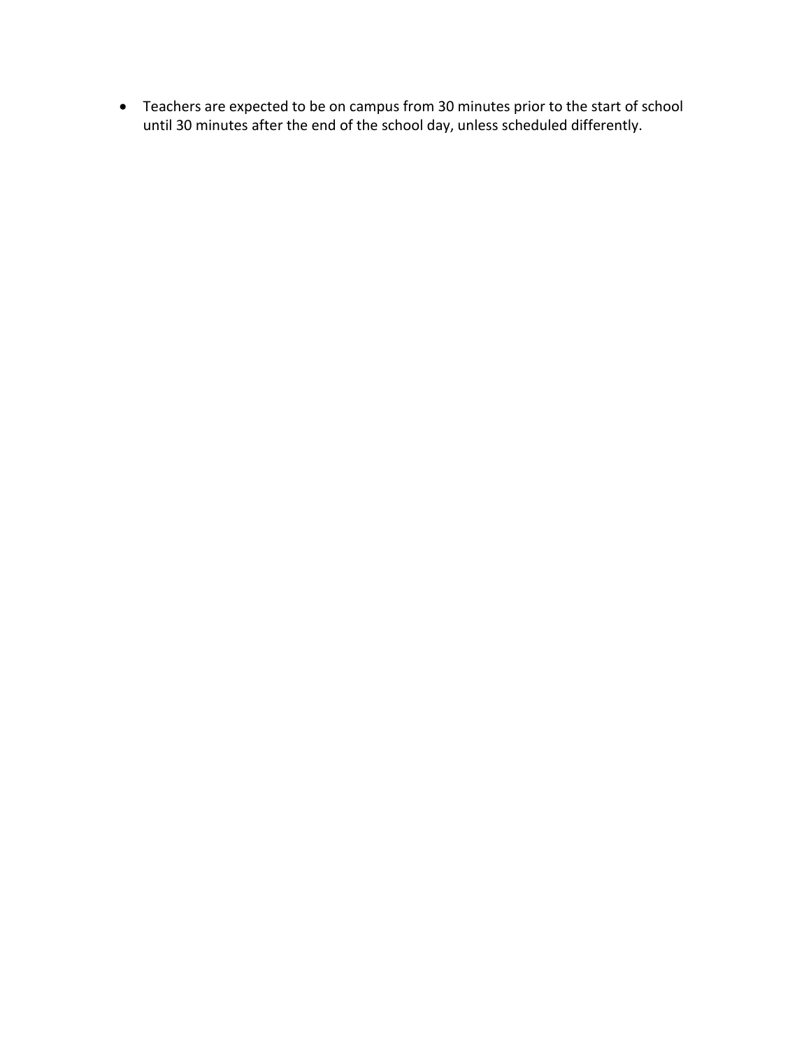- Teachers are expected to be on campus from 30 minutes prior to the start of school until 30 minutes after the end of the school day, unless scheduled differently.